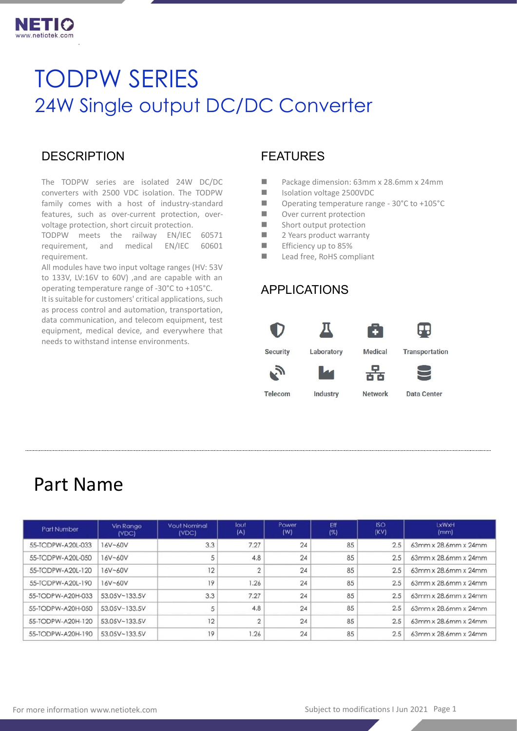# TODPW SERIES

## 24W Single output DC/DC Converter

### DESCRIPTION

The TODPW series are isolated 24W DC/DC converters with 2500 VDC isolation. The TODPW family comes with a host of industry-standard features, such as over-current protection, over-voltage protection, short circuit protection.

TODPW meets the railway EN/IEC 60571 requirement, and medical EN/IEC 60601 requirement.

All modules have two input voltage ranges (HV: 53V to 133V, LV:16V to 60V) ,and are capable with an operating temperature range of -30°C to +105°C.

It is suitable for customers' critical applications, such as process control and automation, transportation, data communication, and telecom equipment, test equipment, medical device, and everywhere that needs to withstand intense environments.

### FEATURES

- Package dimension: 63mm x 28.6mm x 24mm
- Isolation voltage 2500VDC
- Operating temperature range - 30°C to +105°C
- Over current protection
- Short output protection
- 2 Years product warranty
- Efficiency up to 85%
- Lead free, RoHS compliant

### APPLICATIONS

Security, Laboratory, Medical, Transportation, Telecom, Industry, Network, Data Center

## Part Name

| Part Number | Vin Range (VDC) | Vout Nominal (VDC) | Iout (A) | Power (W) | Eff (%) | ISO (KV) | LxWxH (mm) |
|---|---|---|---|---|---|---|---|
| 55-TODPW-A20L-033 | 16V~60V | 3.3 | 7.27 | 24 | 85 | 2.5 | 63mm x 28.6mm x 24mm |
| 55-TODPW-A20L-050 | 16V~60V | 5 | 4.8 | 24 | 85 | 2.5 | 63mm x 28.6mm x 24mm |
| 55-TODPW-A20L-120 | 16V~60V | 12 | 2 | 24 | 85 | 2.5 | 63mm x 28.6mm x 24mm |
| 55-TODPW-A20L-190 | 16V~60V | 19 | 1.26 | 24 | 85 | 2.5 | 63mm x 28.6mm x 24mm |
| 55-TODPW-A20H-033 | 53.05V~133.5V | 3.3 | 7.27 | 24 | 85 | 2.5 | 63mm x 28.6mm x 24mm |
| 55-TODPW-A20H-050 | 53.05V~133.5V | 5 | 4.8 | 24 | 85 | 2.5 | 63mm x 28.6mm x 24mm |
| 55-TODPW-A20H-120 | 53.05V~133.5V | 12 | 2 | 24 | 85 | 2.5 | 63mm x 28.6mm x 24mm |
| 55-TODPW-A20H-190 | 53.05V~133.5V | 19 | 1.26 | 24 | 85 | 2.5 | 63mm x 28.6mm x 24mm |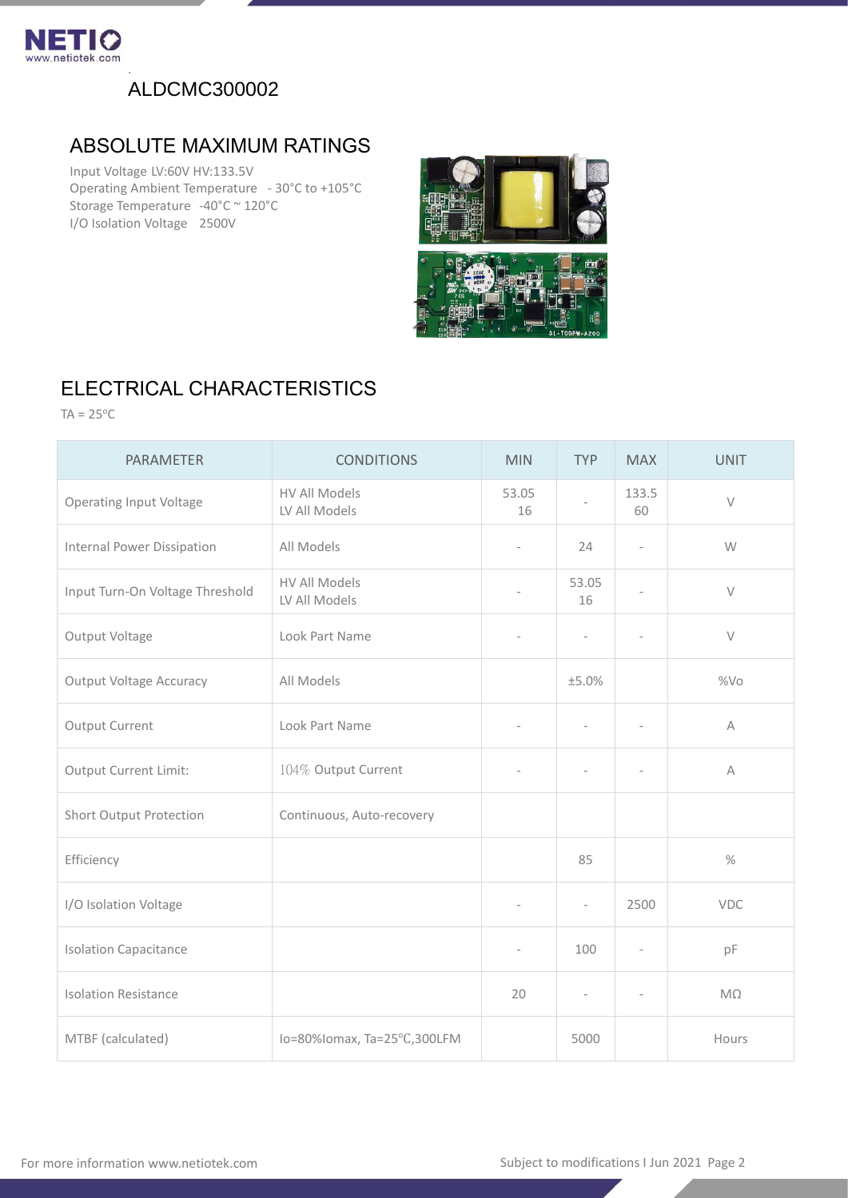ALDCMC300002

## ABSOLUTE MAXIMUM RATINGS

Input Voltage LV:60V HV:133.5V
Operating Ambient Temperature - 30°C to +105°C
Storage Temperature -40°C ~ 120°C
I/O Isolation Voltage 2500V

## ELECTRICAL CHARACTERISTICS

TA = 25ºC

| PARAMETER | CONDITIONS | MIN | TYP | MAX | UNIT |
|---|---|---|---|---|---|
| Operating Input Voltage | HV All Models<br>LV All Models | 53.05<br>16 | - | 133.5<br>60 | V |
| Internal Power Dissipation | All Models | - | 24 | - | W |
| Input Turn-On Voltage Threshold | HV All Models<br>LV All Models | - | 53.05<br>16 | - | V |
| Output Voltage | Look Part Name | - | - | - | V |
| Output Voltage Accuracy | All Models | | ±5.0% | | %Vo |
| Output Current | Look Part Name | - | - | - | A |
| Output Current Limit: | 104% Output Current | - | - | - | A |
| Short Output Protection | Continuous, Auto-recovery | | | | |
| Efficiency | | | 85 | | % |
| I/O Isolation Voltage | | - | - | 2500 | VDC |
| Isolation Capacitance | | - | 100 | - | pF |
| Isolation Resistance | | 20 | - | - | MΩ |
| MTBF (calculated) | Io=80%Iomax, Ta=25℃,300LFM | | 5000 | | Hours |

For more information www.netiotek.com

Subject to modifications I Jun 2021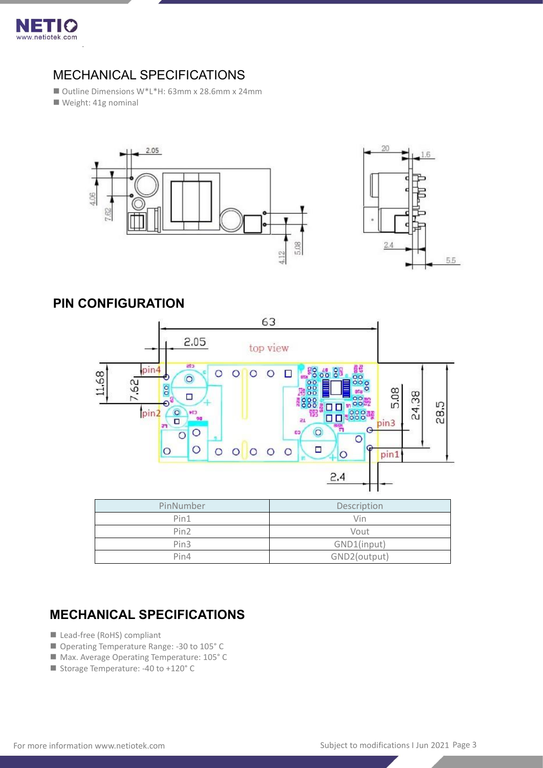## MECHANICAL SPECIFICATIONS

- Outline Dimensions W*L*H: 63mm x 28.6mm x 24mm
- Weight: 41g nominal

## PIN CONFIGURATION

| PinNumber | Description |
|---|---|
| Pin1 | Vin |
| Pin2 | Vout |
| Pin3 | GND1(input) |
| Pin4 | GND2(output) |

## MECHANICAL SPECIFICATIONS

- Lead-free (RoHS) compliant
- Operating Temperature Range: -30 to 105° C
- Max. Average Operating Temperature: 105° C
- Storage Temperature: -40 to +120° C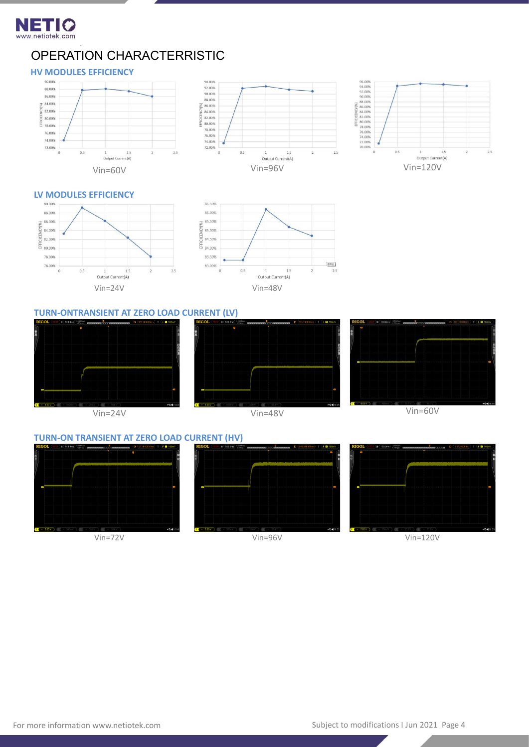# OPERATION CHARACTERRISTIC

## HV MODULES EFFICIENCY

Output Current(A)
EFFICIENCY(%)

Vin=60V

Vin=96V

Vin=120V

## LV MODULES EFFICIENCY

Output Current(A)
EFFICIENCY(%)

Vin=24V

Vin=48V

## TURN-ONTRANSIENT AT ZERO LOAD CURRENT (LV)

Vin=24V

Vin=48V

Vin=60V

## TURN-ON TRANSIENT AT ZERO LOAD CURRENT (HV)

Vin=72V

Vin=96V

Vin=120V

For more information www.netiotek.com

Subject to modifications I Jun 2021